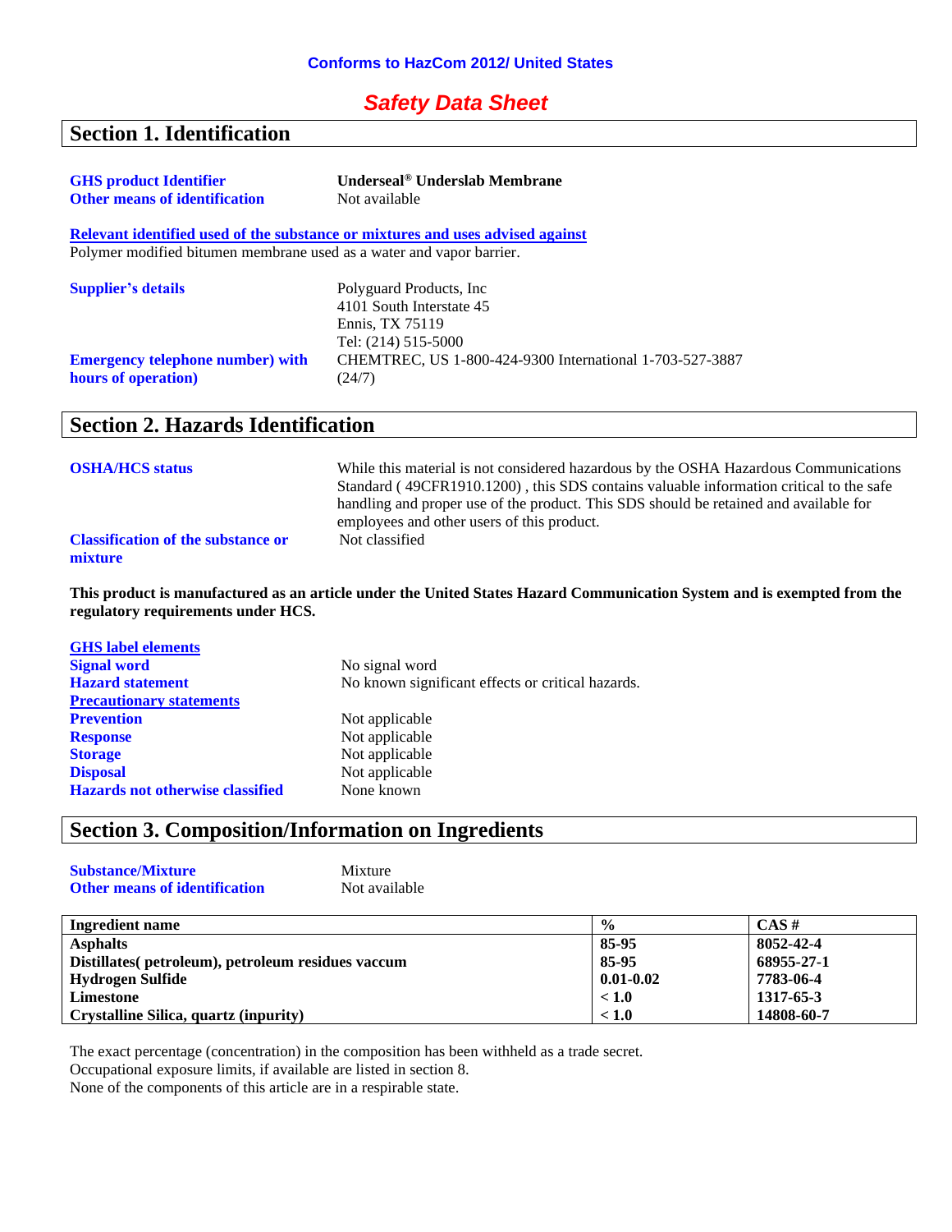**Conforms to HazCom 2012/ United States**

# *Safety Data Sheet*

## Section 1. Identification

**GHS product Identifier** — **Underseal® Underslab Membrane**

**Other means of identification** — Not available

**Relevant identified used of the substance or mixtures and uses advised against**

Polymer modified bitumen membrane used as a water and vapor barrier.

**Supplier's details** — Polyguard Products, Inc
4101 South Interstate 45
Ennis, TX 75119
Tel: (214) 515-5000

**Emergency telephone number) with hours of operation)** — CHEMTREC, US 1-800-424-9300 International 1-703-527-3887 (24/7)

## Section 2. Hazards Identification

**OSHA/HCS status** — While this material is not considered hazardous by the OSHA Hazardous Communications Standard ( 49CFR1910.1200) , this SDS contains valuable information critical to the safe handling and proper use of the product. This SDS should be retained and available for employees and other users of this product.

**Classification of the substance or mixture** — Not classified

**This product is manufactured as an article under the United States Hazard Communication System and is exempted from the regulatory requirements under HCS.**

**GHS label elements**

**Signal word** — No signal word

**Hazard statement** — No known significant effects or critical hazards.

**Precautionary statements**

**Prevention** — Not applicable

**Response** — Not applicable

**Storage** — Not applicable

**Disposal** — Not applicable

**Hazards not otherwise classified** — None known

## Section 3. Composition/Information on Ingredients

**Substance/Mixture** — Mixture

**Other means of identification** — Not available

| Ingredient name | % | CAS # |
|---|---|---|
| Asphalts | 85-95 | 8052-42-4 |
| Distillates( petroleum), petroleum residues vaccum | 85-95 | 68955-27-1 |
| Hydrogen Sulfide | 0.01-0.02 | 7783-06-4 |
| Limestone | < 1.0 | 1317-65-3 |
| Crystalline Silica, quartz (inpurity) | < 1.0 | 14808-60-7 |

The exact percentage (concentration) in the composition has been withheld as a trade secret.
Occupational exposure limits, if available are listed in section 8.
None of the components of this article are in a respirable state.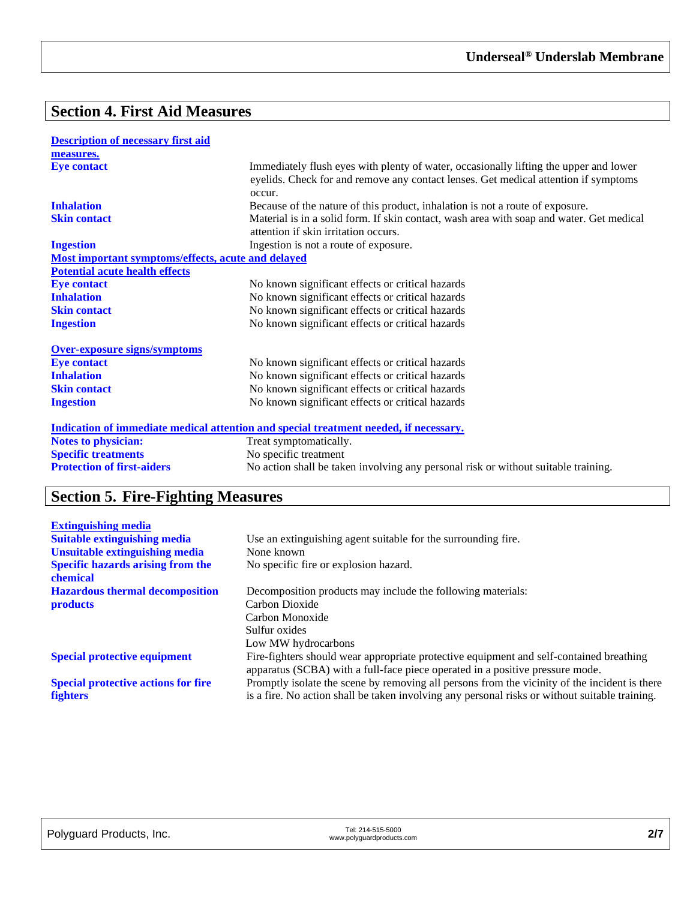## Section 4. First Aid Measures

**Description of necessary first aid measures.**

| | |
|---|---|
| **Eye contact** | Immediately flush eyes with plenty of water, occasionally lifting the upper and lower eyelids. Check for and remove any contact lenses. Get medical attention if symptoms occur. |
| **Inhalation** | Because of the nature of this product, inhalation is not a route of exposure. |
| **Skin contact** | Material is in a solid form. If skin contact, wash area with soap and water. Get medical attention if skin irritation occurs. |
| **Ingestion** | Ingestion is not a route of exposure. |

**Most important symptoms/effects, acute and delayed**

**Potential acute health effects**

| | |
|---|---|
| **Eye contact** | No known significant effects or critical hazards |
| **Inhalation** | No known significant effects or critical hazards |
| **Skin contact** | No known significant effects or critical hazards |
| **Ingestion** | No known significant effects or critical hazards |

**Over-exposure signs/symptoms**

| | |
|---|---|
| **Eye contact** | No known significant effects or critical hazards |
| **Inhalation** | No known significant effects or critical hazards |
| **Skin contact** | No known significant effects or critical hazards |
| **Ingestion** | No known significant effects or critical hazards |

**Indication of immediate medical attention and special treatment needed, if necessary.**

| | |
|---|---|
| **Notes to physician:** | Treat symptomatically. |
| **Specific treatments** | No specific treatment |
| **Protection of first-aiders** | No action shall be taken involving any personal risk or without suitable training. |

## Section 5. Fire-Fighting Measures

**Extinguishing media**

| | |
|---|---|
| **Suitable extinguishing media** | Use an extinguishing agent suitable for the surrounding fire. |
| **Unsuitable extinguishing media** | None known |
| **Specific hazards arising from the chemical** | No specific fire or explosion hazard. |
| **Hazardous thermal decomposition products** | Decomposition products may include the following materials:<br>Carbon Dioxide<br>Carbon Monoxide<br>Sulfur oxides<br>Low MW hydrocarbons |
| **Special protective equipment** | Fire-fighters should wear appropriate protective equipment and self-contained breathing apparatus (SCBA) with a full-face piece operated in a positive pressure mode. |
| **Special protective actions for fire fighters** | Promptly isolate the scene by removing all persons from the vicinity of the incident is there is a fire. No action shall be taken involving any personal risks or without suitable training. |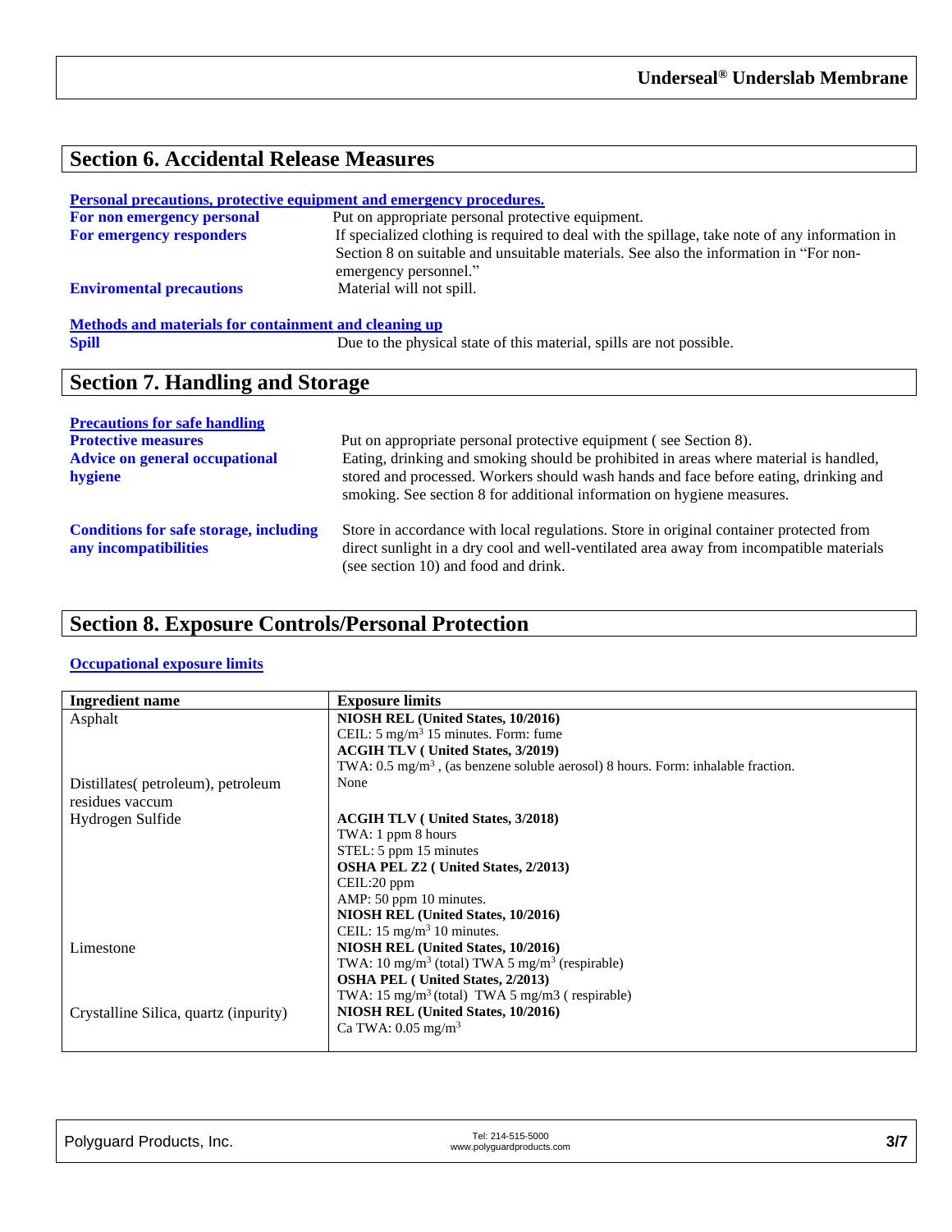## Section 6. Accidental Release Measures

**Personal precautions, protective equipment and emergency procedures.**

**For non emergency personal** Put on appropriate personal protective equipment.

**For emergency responders** If specialized clothing is required to deal with the spillage, take note of any information in Section 8 on suitable and unsuitable materials. See also the information in "For non-emergency personnel."

**Enviromental precautions** Material will not spill.

**Methods and materials for containment and cleaning up**

**Spill** Due to the physical state of this material, spills are not possible.

## Section 7. Handling and Storage

**Precautions for safe handling**

**Protective measures** Put on appropriate personal protective equipment ( see Section 8).

**Advice on general occupational hygiene** Eating, drinking and smoking should be prohibited in areas where material is handled, stored and processed. Workers should wash hands and face before eating, drinking and smoking. See section 8 for additional information on hygiene measures.

**Conditions for safe storage, including any incompatibilities** Store in accordance with local regulations. Store in original container protected from direct sunlight in a dry cool and well-ventilated area away from incompatible materials (see section 10) and food and drink.

## Section 8. Exposure Controls/Personal Protection

**Occupational exposure limits**

| Ingredient name | Exposure limits |
|---|---|
| Asphalt | **NIOSH REL (United States, 10/2016)**<br>CEIL: 5 mg/m$^3$ 15 minutes. Form: fume<br>**ACGIH TLV ( United States, 3/2019)**<br>TWA: 0.5 mg/m$^3$ , (as benzene soluble aerosol) 8 hours. Form: inhalable fraction. |
| Distillates( petroleum), petroleum residues vaccum | None |
| Hydrogen Sulfide | **ACGIH TLV ( United States, 3/2018)**<br>TWA: 1 ppm 8 hours<br>STEL: 5 ppm 15 minutes<br>**OSHA PEL Z2 ( United States, 2/2013)**<br>CEIL:20 ppm<br>AMP: 50 ppm 10 minutes.<br>**NIOSH REL (United States, 10/2016)**<br>CEIL: 15 mg/m$^3$ 10 minutes. |
| Limestone | **NIOSH REL (United States, 10/2016)**<br>TWA: 10 mg/m$^3$ (total) TWA 5 mg/m$^3$ (respirable)<br>**OSHA PEL ( United States, 2/2013)**<br>TWA: 15 mg/m$^3$ (total) TWA 5 mg/m3 ( respirable) |
| Crystalline Silica, quartz (inpurity) | **NIOSH REL (United States, 10/2016)**<br>Ca TWA: 0.05 mg/m$^3$ |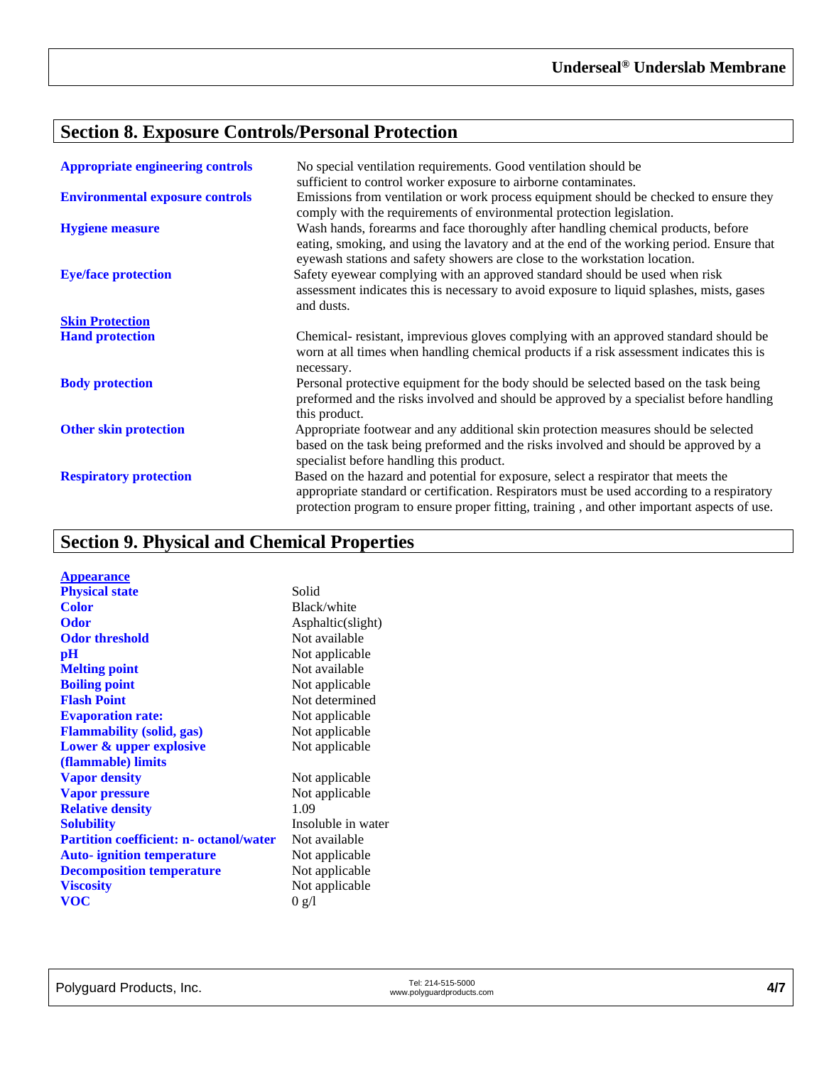## Section 8. Exposure Controls/Personal Protection

| | |
|---|---|
| **Appropriate engineering controls** | No special ventilation requirements. Good ventilation should be sufficient to control worker exposure to airborne contaminates. |
| **Environmental exposure controls** | Emissions from ventilation or work process equipment should be checked to ensure they comply with the requirements of environmental protection legislation. |
| **Hygiene measure** | Wash hands, forearms and face thoroughly after handling chemical products, before eating, smoking, and using the lavatory and at the end of the working period. Ensure that eyewash stations and safety showers are close to the workstation location. |
| **Eye/face protection** | Safety eyewear complying with an approved standard should be used when risk assessment indicates this is necessary to avoid exposure to liquid splashes, mists, gases and dusts. |
| **Skin Protection** | |
| **Hand protection** | Chemical- resistant, impervious gloves complying with an approved standard should be worn at all times when handling chemical products if a risk assessment indicates this is necessary. |
| **Body protection** | Personal protective equipment for the body should be selected based on the task being preformed and the risks involved and should be approved by a specialist before handling this product. |
| **Other skin protection** | Appropriate footwear and any additional skin protection measures should be selected based on the task being preformed and the risks involved and should be approved by a specialist before handling this product. |
| **Respiratory protection** | Based on the hazard and potential for exposure, select a respirator that meets the appropriate standard or certification. Respirators must be used according to a respiratory protection program to ensure proper fitting, training , and other important aspects of use. |

## Section 9. Physical and Chemical Properties

| | |
|---|---|
| **Appearance** | |
| **Physical state** | Solid |
| **Color** | Black/white |
| **Odor** | Asphaltic(slight) |
| **Odor threshold** | Not available |
| **pH** | Not applicable |
| **Melting point** | Not available |
| **Boiling point** | Not applicable |
| **Flash Point** | Not determined |
| **Evaporation rate:** | Not applicable |
| **Flammability (solid, gas)** | Not applicable |
| **Lower & upper explosive (flammable) limits** | Not applicable |
| **Vapor density** | Not applicable |
| **Vapor pressure** | Not applicable |
| **Relative density** | 1.09 |
| **Solubility** | Insoluble in water |
| **Partition coefficient: n- octanol/water** | Not available |
| **Auto- ignition temperature** | Not applicable |
| **Decomposition temperature** | Not applicable |
| **Viscosity** | Not applicable |
| **VOC** | 0 g/l |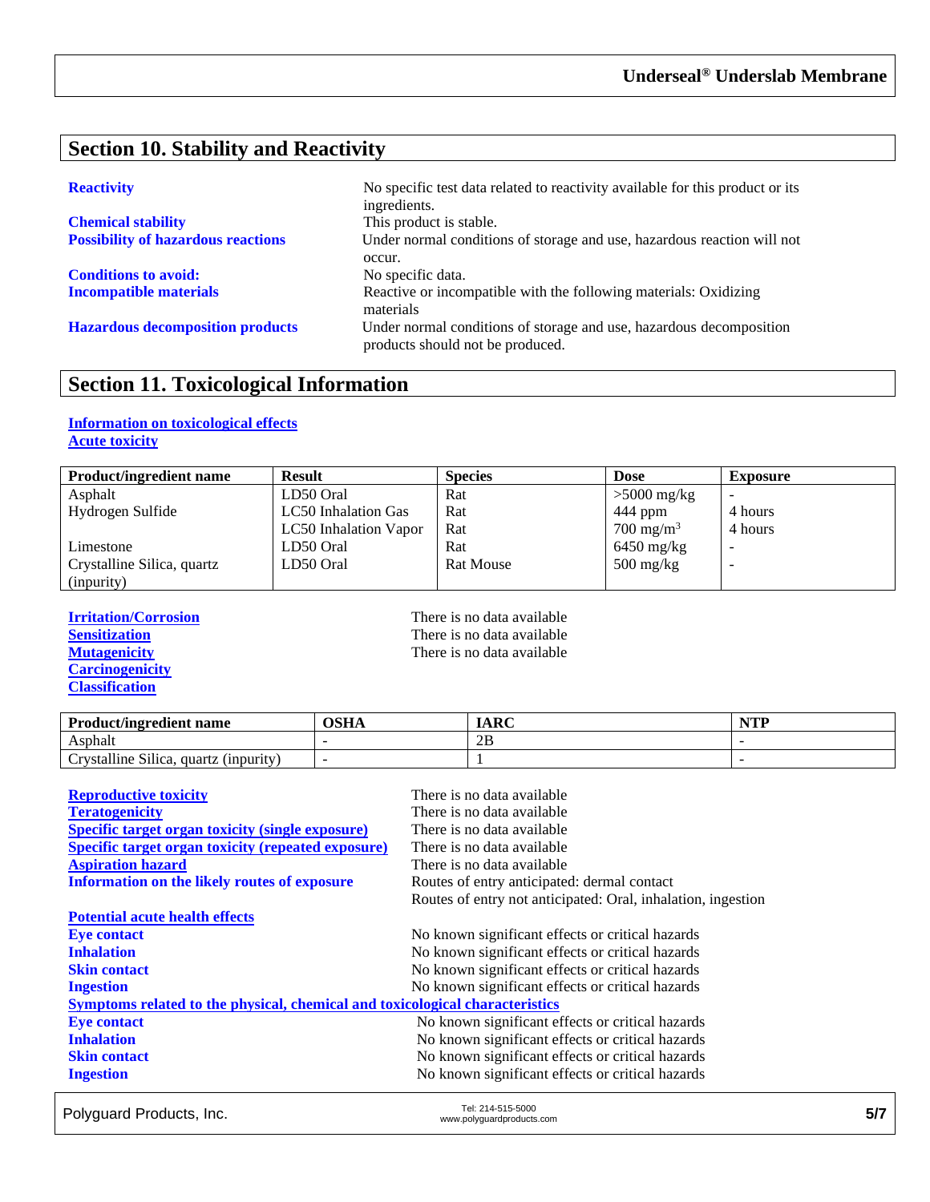## Section 10. Stability and Reactivity

**Reactivity** No specific test data related to reactivity available for this product or its ingredients.

**Chemical stability** This product is stable.

**Possibility of hazardous reactions** Under normal conditions of storage and use, hazardous reaction will not occur.

**Conditions to avoid:** No specific data.

**Incompatible materials** Reactive or incompatible with the following materials: Oxidizing materials

**Hazardous decomposition products** Under normal conditions of storage and use, hazardous decomposition products should not be produced.

## Section 11. Toxicological Information

**Information on toxicological effects**

**Acute toxicity**

| Product/ingredient name | Result | Species | Dose | Exposure |
|---|---|---|---|---|
| Asphalt | LD50 Oral | Rat | >5000 mg/kg | - |
| Hydrogen Sulfide | LC50 Inhalation Gas | Rat | 444 ppm | 4 hours |
| | LC50 Inhalation Vapor | Rat | 700 mg/m$^3$ | 4 hours |
| Limestone | LD50 Oral | Rat | 6450 mg/kg | - |
| Crystalline Silica, quartz (inpurity) | LD50 Oral | Rat Mouse | 500 mg/kg | - |

**Irritation/Corrosion** There is no data available

**Sensitization** There is no data available

**Mutagenicity** There is no data available

**Carcinogenicity**

**Classification**

| Product/ingredient name | OSHA | IARC | NTP |
|---|---|---|---|
| Asphalt | - | 2B | - |
| Crystalline Silica, quartz (inpurity) | - | 1 | - |

**Reproductive toxicity** There is no data available

**Teratogenicity** There is no data available

**Specific target organ toxicity (single exposure)** There is no data available

**Specific target organ toxicity (repeated exposure)** There is no data available

**Aspiration hazard** There is no data available

**Information on the likely routes of exposure** Routes of entry anticipated: dermal contact
Routes of entry not anticipated: Oral, inhalation, ingestion

**Potential acute health effects**

**Eye contact** No known significant effects or critical hazards

**Inhalation** No known significant effects or critical hazards

**Skin contact** No known significant effects or critical hazards

**Ingestion** No known significant effects or critical hazards

**Symptoms related to the physical, chemical and toxicological characteristics**

**Eye contact** No known significant effects or critical hazards

**Inhalation** No known significant effects or critical hazards

**Skin contact** No known significant effects or critical hazards

**Ingestion** No known significant effects or critical hazards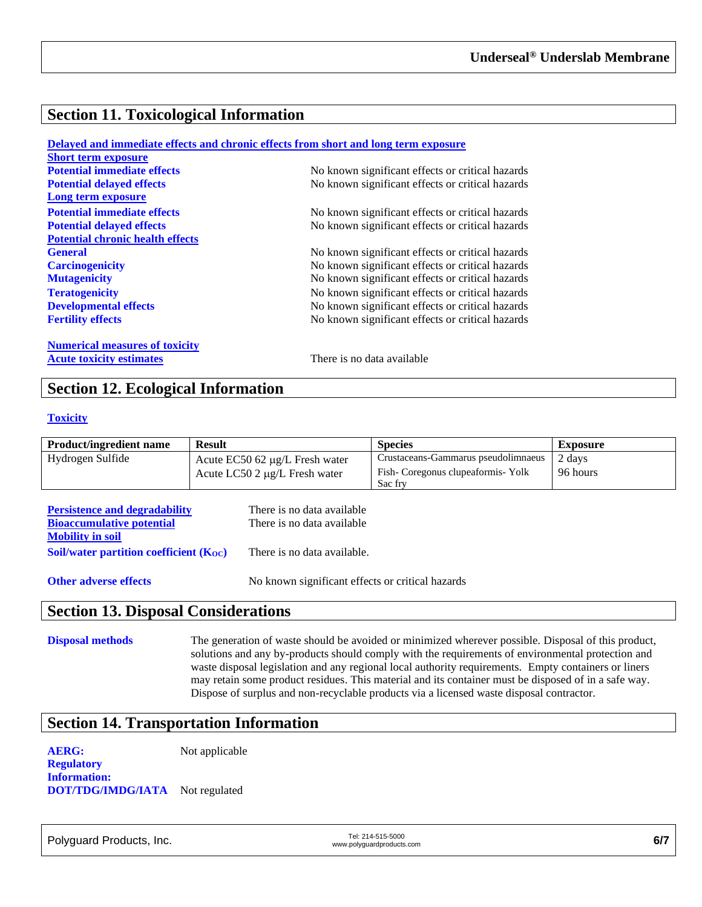## Section 11. Toxicological Information

**Delayed and immediate effects and chronic effects from short and long term exposure**

**Short term exposure**

**Potential immediate effects** No known significant effects or critical hazards

**Potential delayed effects** No known significant effects or critical hazards

**Long term exposure**

**Potential immediate effects** No known significant effects or critical hazards

**Potential delayed effects** No known significant effects or critical hazards

**Potential chronic health effects**

**General** No known significant effects or critical hazards

**Carcinogenicity** No known significant effects or critical hazards

**Mutagenicity** No known significant effects or critical hazards

**Teratogenicity** No known significant effects or critical hazards

**Developmental effects** No known significant effects or critical hazards

**Fertility effects** No known significant effects or critical hazards

**Numerical measures of toxicity**

**Acute toxicity estimates** There is no data available

## Section 12. Ecological Information

**Toxicity**

| Product/ingredient name | Result | Species | Exposure |
|---|---|---|---|
| Hydrogen Sulfide | Acute EC50 62 µg/L Fresh water | Crustaceans-Gammarus pseudolimnaeus | 2 days |
| | Acute LC50 2 µg/L Fresh water | Fish- Coregonus clupeaformis- Yolk Sac fry | 96 hours |

**Persistence and degradability** There is no data available

**Bioaccumulative potential** There is no data available

**Mobility in soil**

**Soil/water partition coefficient ($K_{OC}$)** There is no data available.

**Other adverse effects** No known significant effects or critical hazards

## Section 13. Disposal Considerations

**Disposal methods** The generation of waste should be avoided or minimized wherever possible. Disposal of this product, solutions and any by-products should comply with the requirements of environmental protection and waste disposal legislation and any regional local authority requirements. Empty containers or liners may retain some product residues. This material and its container must be disposed of in a safe way. Dispose of surplus and non-recyclable products via a licensed waste disposal contractor.

## Section 14. Transportation Information

**AERG:** Not applicable

**Regulatory Information:**

**DOT/TDG/IMDG/IATA** Not regulated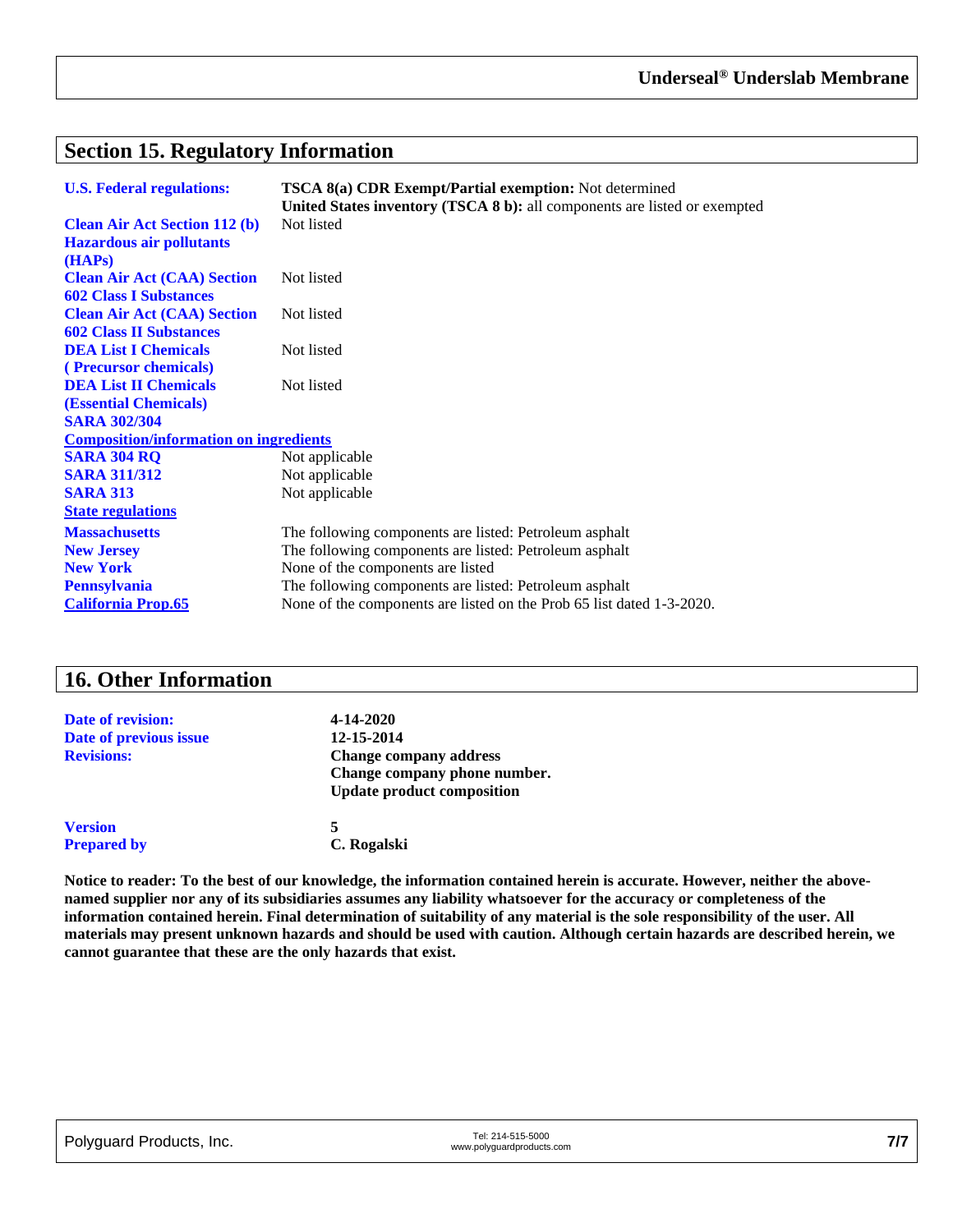## Section 15. Regulatory Information

| | |
|---|---|
| **U.S. Federal regulations:** | **TSCA 8(a) CDR Exempt/Partial exemption:** Not determined<br>**United States inventory (TSCA 8 b):** all components are listed or exempted |
| **Clean Air Act Section 112 (b) Hazardous air pollutants (HAPs)** | Not listed |
| **Clean Air Act (CAA) Section 602 Class I Substances** | Not listed |
| **Clean Air Act (CAA) Section 602 Class II Substances** | Not listed |
| **DEA List I Chemicals ( Precursor chemicals)** | Not listed |
| **DEA List II Chemicals (Essential Chemicals)** | Not listed |

**SARA 302/304**

**Composition/information on ingredients**

| | |
|---|---|
| **SARA 304 RQ** | Not applicable |
| **SARA 311/312** | Not applicable |
| **SARA 313** | Not applicable |

**State regulations**

| | |
|---|---|
| **Massachusetts** | The following components are listed: Petroleum asphalt |
| **New Jersey** | The following components are listed: Petroleum asphalt |
| **New York** | None of the components are listed |
| **Pennsylvania** | The following components are listed: Petroleum asphalt |
| **California Prop.65** | None of the components are listed on the Prob 65 list dated 1-3-2020. |

## 16. Other Information

| | |
|---|---|
| **Date of revision:** | **4-14-2020** |
| **Date of previous issue** | **12-15-2014** |
| **Revisions:** | **Change company address**<br>**Change company phone number.**<br>**Update product composition** |
| **Version** | **5** |
| **Prepared by** | **C. Rogalski** |

**Notice to reader: To the best of our knowledge, the information contained herein is accurate. However, neither the above-named supplier nor any of its subsidiaries assumes any liability whatsoever for the accuracy or completeness of the information contained herein. Final determination of suitability of any material is the sole responsibility of the user. All materials may present unknown hazards and should be used with caution. Although certain hazards are described herein, we cannot guarantee that these are the only hazards that exist.**